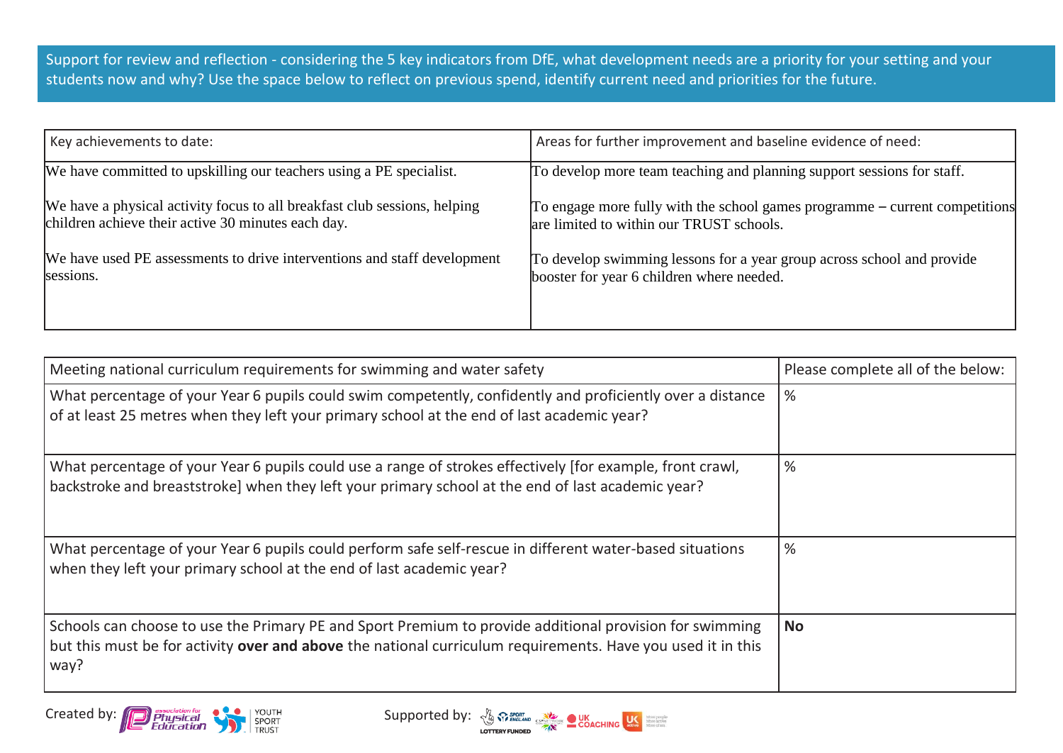Support for review and reflection - considering the 5 key indicators from DfE, what development needs are a priority for your setting and your students now and why? Use the space below to reflect on previous spend, identify current need and priorities for the future.

| Key achievements to date: | Areas for further improvement and baseline evidence of need: |
|---|---|
| We have committed to upskilling our teachers using a PE specialist.<br><br>We have a physical activity focus to all breakfast club sessions, helping children achieve their active 30 minutes each day.<br><br>We have used PE assessments to drive interventions and staff development sessions. | To develop more team teaching and planning support sessions for staff.<br><br>To engage more fully with the school games programme – current competitions are limited to within our TRUST schools.<br><br>To develop swimming lessons for a year group across school and provide booster for year 6 children where needed. |

| Meeting national curriculum requirements for swimming and water safety | Please complete all of the below: |
|---|---|
| What percentage of your Year 6 pupils could swim competently, confidently and proficiently over a distance of at least 25 metres when they left your primary school at the end of last academic year? | % |
| What percentage of your Year 6 pupils could use a range of strokes effectively [for example, front crawl, backstroke and breaststroke] when they left your primary school at the end of last academic year? | % |
| What percentage of your Year 6 pupils could perform safe self-rescue in different water-based situations when they left your primary school at the end of last academic year? | % |
| Schools can choose to use the Primary PE and Sport Premium to provide additional provision for swimming but this must be for activity **over and above** the national curriculum requirements. Have you used it in this way? | **No** |

Created by: association for Physical Education, Youth Sport Trust

Supported by: Sport England, CSPN, UK Coaching, UK Active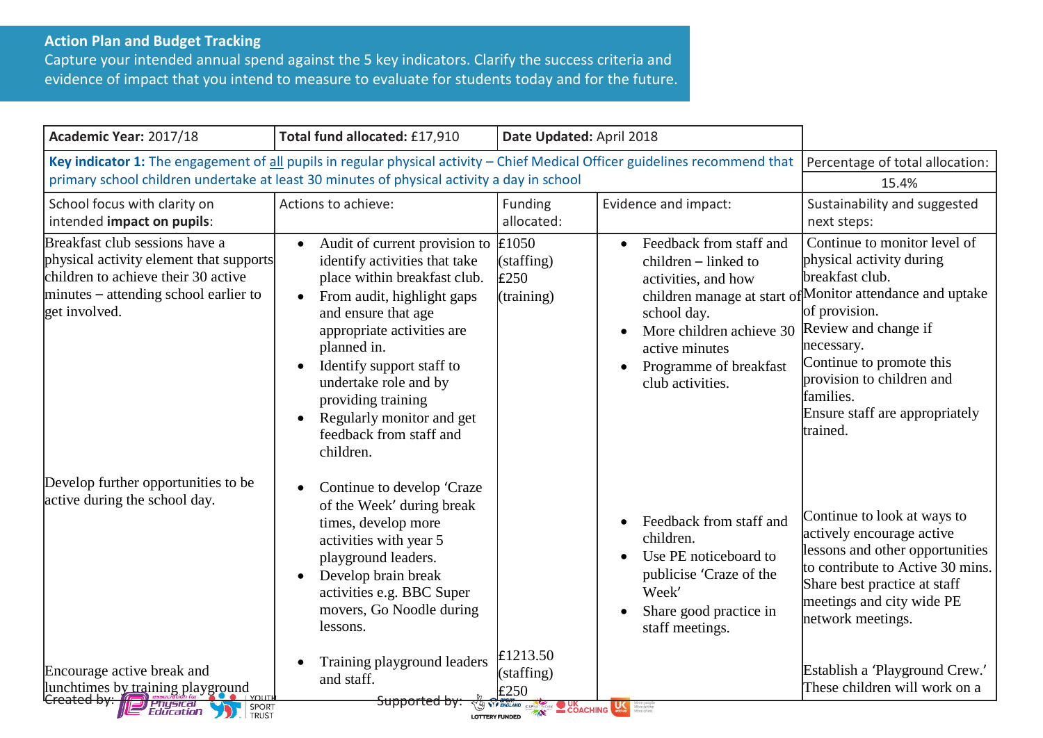## Action Plan and Budget Tracking

Capture your intended annual spend against the 5 key indicators. Clarify the success criteria and evidence of impact that you intend to measure to evaluate for students today and for the future.

| Academic Year: 2017/18 | Total fund allocated: £17,910 | Date Updated: April 2018 | | |
|---|---|---|---|---|
| **Key indicator 1:** The engagement of all pupils in regular physical activity – Chief Medical Officer guidelines recommend that primary school children undertake at least 30 minutes of physical activity a day in school | | | | Percentage of total allocation: 15.4% |
| School focus with clarity on intended **impact on pupils**: | Actions to achieve: | Funding allocated: | Evidence and impact: | Sustainability and suggested next steps: |
| Breakfast club sessions have a physical activity element that supports children to achieve their 30 active minutes – attending school earlier to get involved. | • Audit of current provision to identify activities that take place within breakfast club.<br>• From audit, highlight gaps and ensure that age appropriate activities are planned in.<br>• Identify support staff to undertake role and by providing training<br>• Regularly monitor and get feedback from staff and children. | £1050 (staffing)<br>£250 (training) | • Feedback from staff and children – linked to activities, and how children manage at start of school day.<br>• More children achieve 30 active minutes<br>• Programme of breakfast club activities. | Continue to monitor level of physical activity during breakfast club.<br>Monitor attendance and uptake of provision.<br>Review and change if necessary.<br>Continue to promote this provision to children and families.<br>Ensure staff are appropriately trained. |
| Develop further opportunities to be active during the school day. | • Continue to develop 'Craze of the Week' during break times, develop more activities with year 5 playground leaders.<br>• Develop brain break activities e.g. BBC Super movers, Go Noodle during lessons. | | • Feedback from staff and children.<br>• Use PE noticeboard to publicise 'Craze of the Week'<br>• Share good practice in staff meetings. | Continue to look at ways to actively encourage active lessons and other opportunities to contribute to Active 30 mins.<br>Share best practice at staff meetings and city wide PE network meetings. |
| Encourage active break and lunchtimes by training playground | • Training playground leaders and staff. | £1213.50 (staffing)<br>£250 | | Establish a 'Playground Crew.' These children will work on a |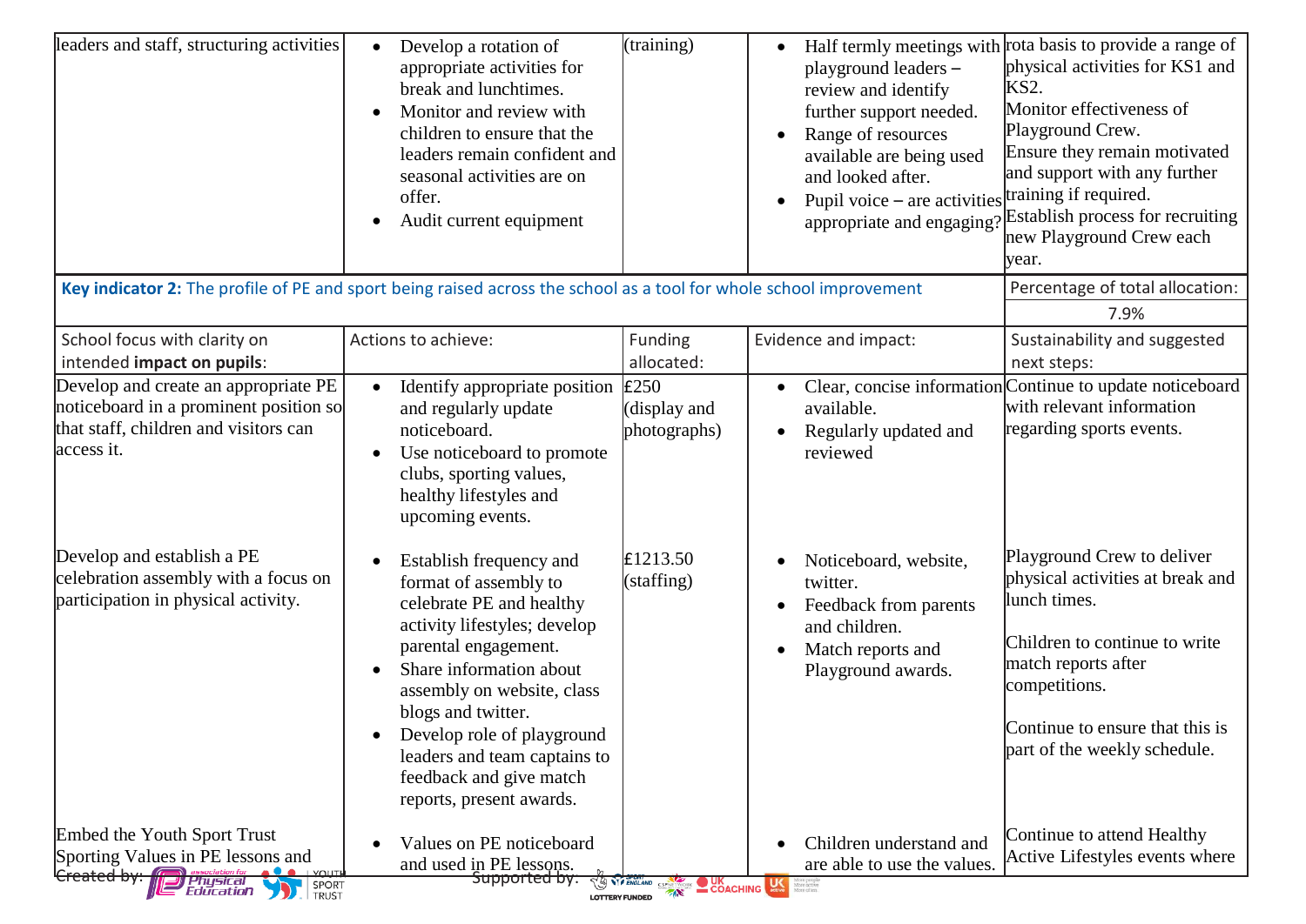| | | | | |
|---|---|---|---|---|
| leaders and staff, structuring activities | • Develop a rotation of appropriate activities for break and lunchtimes.<br>• Monitor and review with children to ensure that the leaders remain confident and seasonal activities are on offer.<br>• Audit current equipment | (training) | • Half termly meetings with playground leaders – review and identify further support needed.<br>• Range of resources available are being used and looked after.<br>• Pupil voice – are activities appropriate and engaging? | rota basis to provide a range of physical activities for KS1 and KS2.<br>Monitor effectiveness of Playground Crew.<br>Ensure they remain motivated and support with any further training if required.<br>Establish process for recruiting new Playground Crew each year. |
| **Key indicator 2:** The profile of PE and sport being raised across the school as a tool for whole school improvement | | | | Percentage of total allocation:<br>7.9% |
| School focus with clarity on intended **impact on pupils**: | Actions to achieve: | Funding allocated: | Evidence and impact: | Sustainability and suggested next steps: |
| Develop and create an appropriate PE noticeboard in a prominent position so that staff, children and visitors can access it. | • Identify appropriate position and regularly update noticeboard.<br>• Use noticeboard to promote clubs, sporting values, healthy lifestyles and upcoming events. | £250 (display and photographs) | • Clear, concise information available.<br>• Regularly updated and reviewed | Continue to update noticeboard with relevant information regarding sports events. |
| Develop and establish a PE celebration assembly with a focus on participation in physical activity. | • Establish frequency and format of assembly to celebrate PE and healthy activity lifestyles; develop parental engagement.<br>• Share information about assembly on website, class blogs and twitter.<br>• Develop role of playground leaders and team captains to feedback and give match reports, present awards. | £1213.50 (staffing) | • Noticeboard, website, twitter.<br>• Feedback from parents and children.<br>• Match reports and Playground awards. | Playground Crew to deliver physical activities at break and lunch times.<br><br>Children to continue to write match reports after competitions.<br><br>Continue to ensure that this is part of the weekly schedule. |
| Embed the Youth Sport Trust Sporting Values in PE lessons and | • Values on PE noticeboard and used in PE lessons. | | • Children understand and are able to use the values. | Continue to attend Healthy Active Lifestyles events where |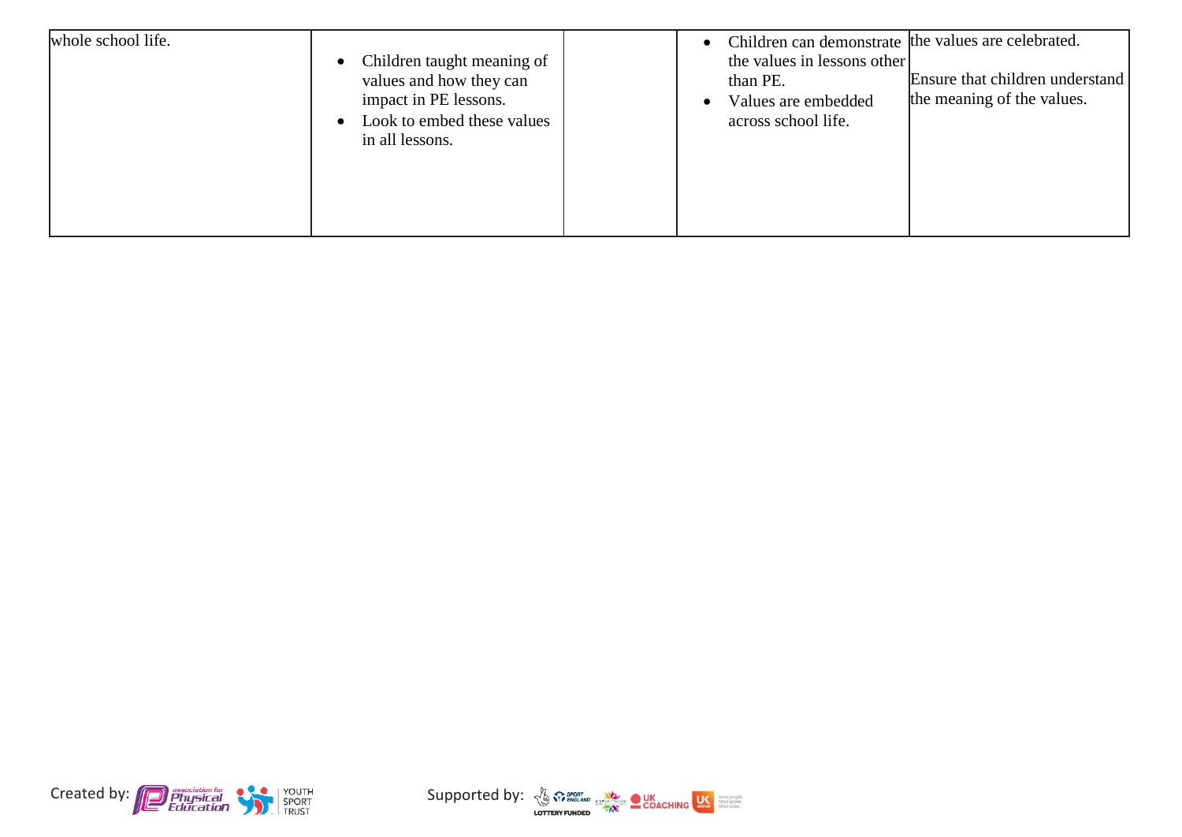| | | | | |
|---|---|---|---|---|
| whole school life. | • Children taught meaning of values and how they can impact in PE lessons.<br>• Look to embed these values in all lessons. | | • Children can demonstrate the values in lessons other than PE.<br>• Values are embedded across school life. | the values are celebrated.<br><br>Ensure that children understand the meaning of the values. |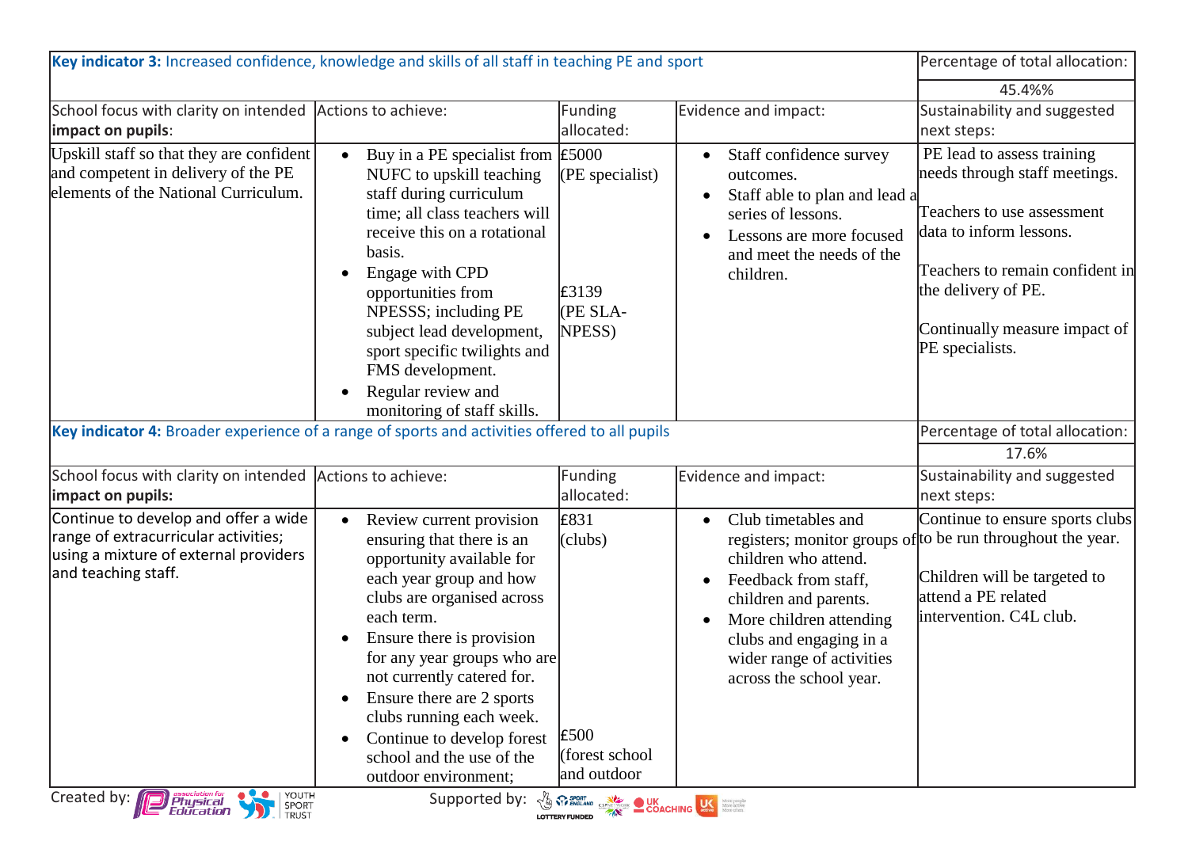| **Key indicator 3:** Increased confidence, knowledge and skills of all staff in teaching PE and sport | | | | Percentage of total allocation: |
|---|---|---|---|---|
| | | | | 45.4%% |
| School focus with clarity on intended **impact on pupils**: | Actions to achieve: | Funding allocated: | Evidence and impact: | Sustainability and suggested next steps: |
| Upskill staff so that they are confident and competent in delivery of the PE elements of the National Curriculum. | • Buy in a PE specialist from NUFC to upskill teaching staff during curriculum time; all class teachers will receive this on a rotational basis.<br>• Engage with CPD opportunities from NPESSS; including PE subject lead development, sport specific twilights and FMS development.<br>• Regular review and monitoring of staff skills. | £5000 (PE specialist)<br><br>£3139 (PE SLA-NPESS) | • Staff confidence survey outcomes.<br>• Staff able to plan and lead a series of lessons.<br>• Lessons are more focused and meet the needs of the children. | PE lead to assess training needs through staff meetings.<br><br>Teachers to use assessment data to inform lessons.<br><br>Teachers to remain confident in the delivery of PE.<br><br>Continually measure impact of PE specialists. |
| **Key indicator 4:** Broader experience of a range of sports and activities offered to all pupils | | | | Percentage of total allocation: |
| | | | | 17.6% |
| School focus with clarity on intended **impact on pupils:** | Actions to achieve: | Funding allocated: | Evidence and impact: | Sustainability and suggested next steps: |
| Continue to develop and offer a wide range of extracurricular activities; using a mixture of external providers and teaching staff. | • Review current provision ensuring that there is an opportunity available for each year group and how clubs are organised across each term.<br>• Ensure there is provision for any year groups who are not currently catered for.<br>• Ensure there are 2 sports clubs running each week.<br>• Continue to develop forest school and the use of the outdoor environment; | £831 (clubs)<br><br>£500 (forest school and outdoor | • Club timetables and registers; monitor groups of children who attend.<br>• Feedback from staff, children and parents.<br>• More children attending clubs and engaging in a wider range of activities across the school year. | Continue to ensure sports clubs to be run throughout the year.<br><br>Children will be targeted to attend a PE related intervention. C4L club. |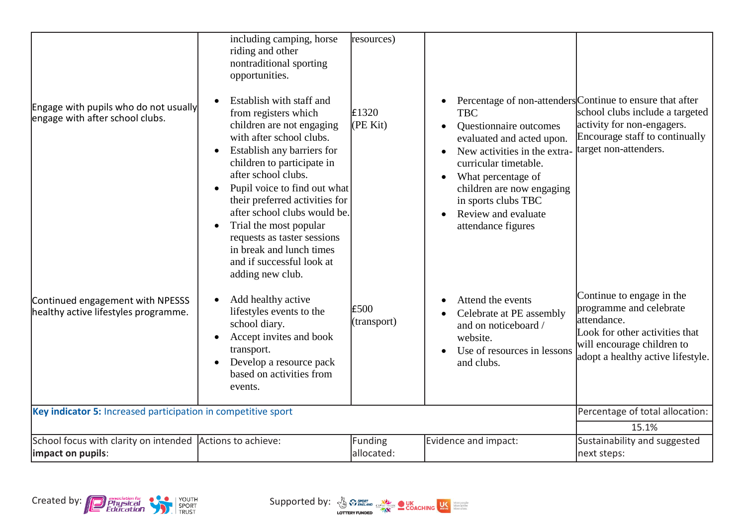| | | | | |
|---|---|---|---|---|
| | including camping, horse riding and other nontraditional sporting opportunities. | resources) | | |
| Engage with pupils who do not usually engage with after school clubs. | • Establish with staff and from registers which children are not engaging with after school clubs.<br>• Establish any barriers for children to participate in after school clubs.<br>• Pupil voice to find out what their preferred activities for after school clubs would be.<br>• Trial the most popular requests as taster sessions in break and lunch times and if successful look at adding new club. | £1320 (PE Kit) | • Percentage of non-attenders TBC<br>• Questionnaire outcomes evaluated and acted upon.<br>• New activities in the extra-curricular timetable.<br>• What percentage of children are now engaging in sports clubs TBC<br>• Review and evaluate attendance figures | Continue to ensure that after school clubs include a targeted activity for non-engagers. Encourage staff to continually target non-attenders. |
| Continued engagement with NPESSS healthy active lifestyles programme. | • Add healthy active lifestyles events to the school diary.<br>• Accept invites and book transport.<br>• Develop a resource pack based on activities from events. | £500 (transport) | • Attend the events<br>• Celebrate at PE assembly and on noticeboard / website.<br>• Use of resources in lessons and clubs. | Continue to engage in the programme and celebrate attendance.<br>Look for other activities that will encourage children to adopt a healthy active lifestyle. |
| **Key indicator 5:** Increased participation in competitive sport | | | | Percentage of total allocation:<br>15.1% |
| School focus with clarity on intended **impact on pupils**: | Actions to achieve: | Funding allocated: | Evidence and impact: | Sustainability and suggested next steps: |

Created by: association for Physical Education, Youth Sport Trust

Supported by: Sport England, CSPN, UK Coaching, UK Active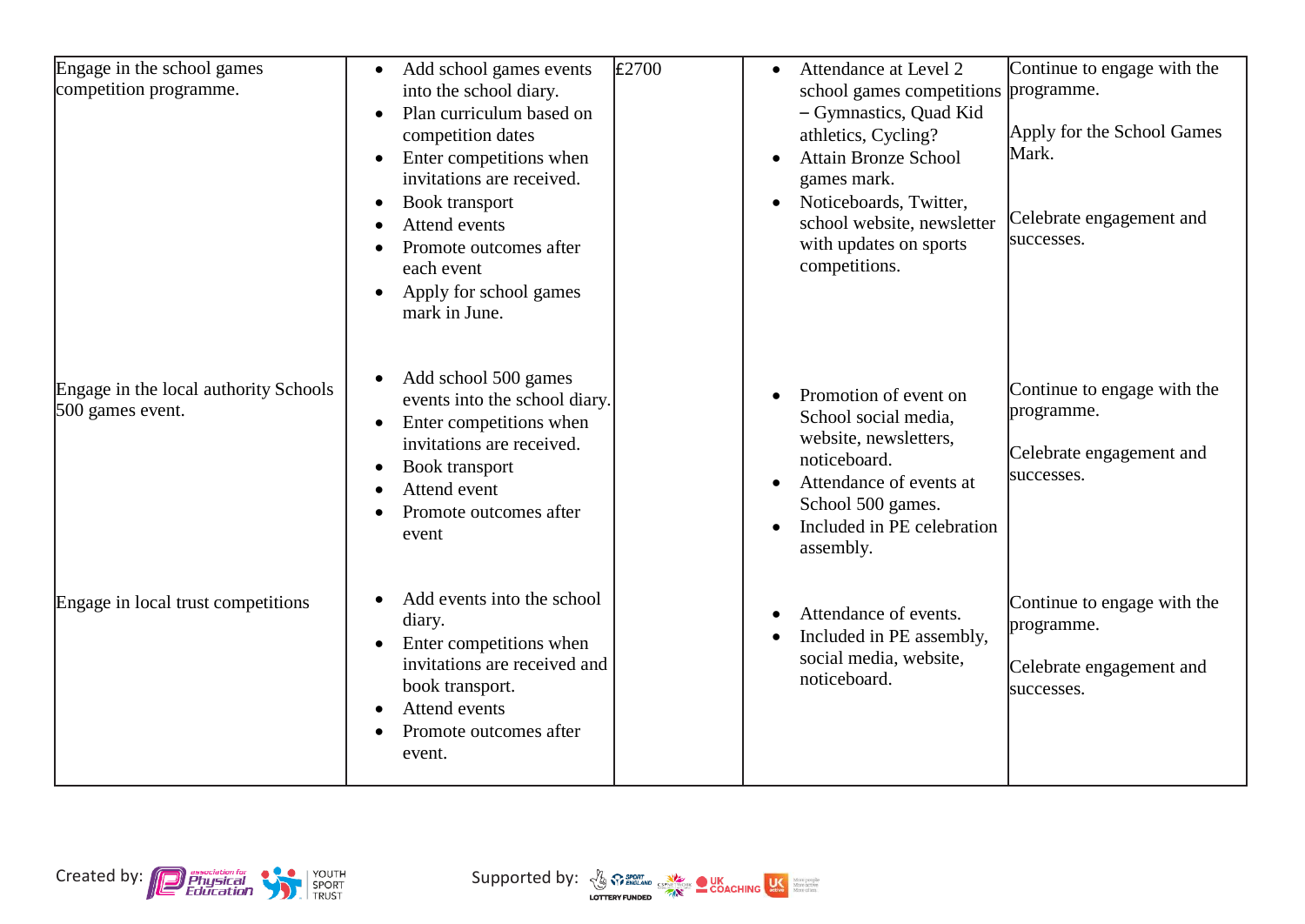| | | | | |
|---|---|---|---|---|
| Engage in the school games competition programme. | • Add school games events into the school diary.<br>• Plan curriculum based on competition dates<br>• Enter competitions when invitations are received.<br>• Book transport<br>• Attend events<br>• Promote outcomes after each event<br>• Apply for school games mark in June. | £2700 | • Attendance at Level 2 school games competitions – Gymnastics, Quad Kid athletics, Cycling?<br>• Attain Bronze School games mark.<br>• Noticeboards, Twitter, school website, newsletter with updates on sports competitions. | Continue to engage with the programme.<br><br>Apply for the School Games Mark.<br><br>Celebrate engagement and successes. |
| Engage in the local authority Schools 500 games event. | • Add school 500 games events into the school diary.<br>• Enter competitions when invitations are received.<br>• Book transport<br>• Attend event<br>• Promote outcomes after event | | • Promotion of event on School social media, website, newsletters, noticeboard.<br>• Attendance of events at School 500 games.<br>• Included in PE celebration assembly. | Continue to engage with the programme.<br><br>Celebrate engagement and successes. |
| Engage in local trust competitions | • Add events into the school diary.<br>• Enter competitions when invitations are received and book transport.<br>• Attend events<br>• Promote outcomes after event. | | • Attendance of events.<br>• Included in PE assembly, social media, website, noticeboard. | Continue to engage with the programme.<br><br>Celebrate engagement and successes. |

Created by: association for Physical Education | YOUTH SPORT TRUST

Supported by: SPORT ENGLAND | LOTTERY FUNDED | CSPN | UK COACHING | UK active